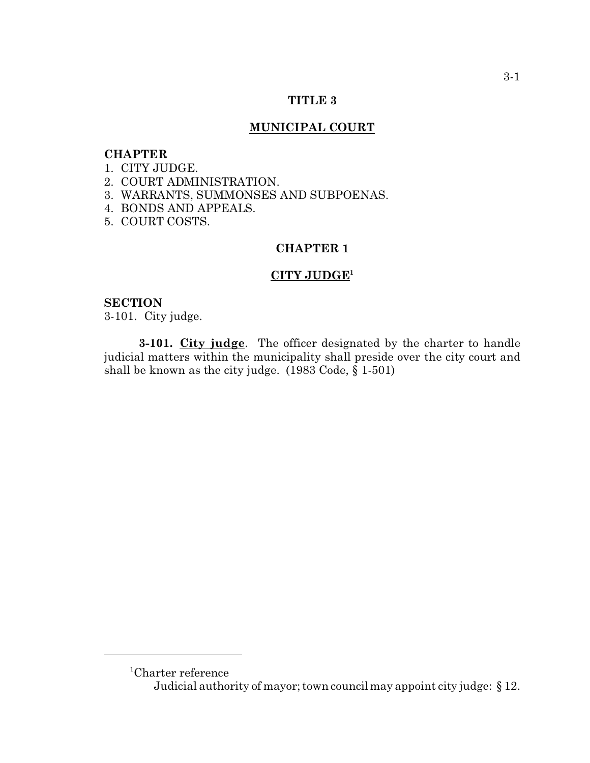# TITLE 3

## MUNICIPAL COURT

**CHAPTER**
1. CITY JUDGE.
2. COURT ADMINISTRATION.
3. WARRANTS, SUMMONSES AND SUBPOENAS.
4. BONDS AND APPEALS.
5. COURT COSTS.

## CHAPTER 1

## CITY JUDGE[1]

**SECTION**
3-101. City judge.

**3-101. City judge**. The officer designated by the charter to handle judicial matters within the municipality shall preside over the city court and shall be known as the city judge. (1983 Code, § 1-501)

---

[1]Charter reference
Judicial authority of mayor; town council may appoint city judge: § 12.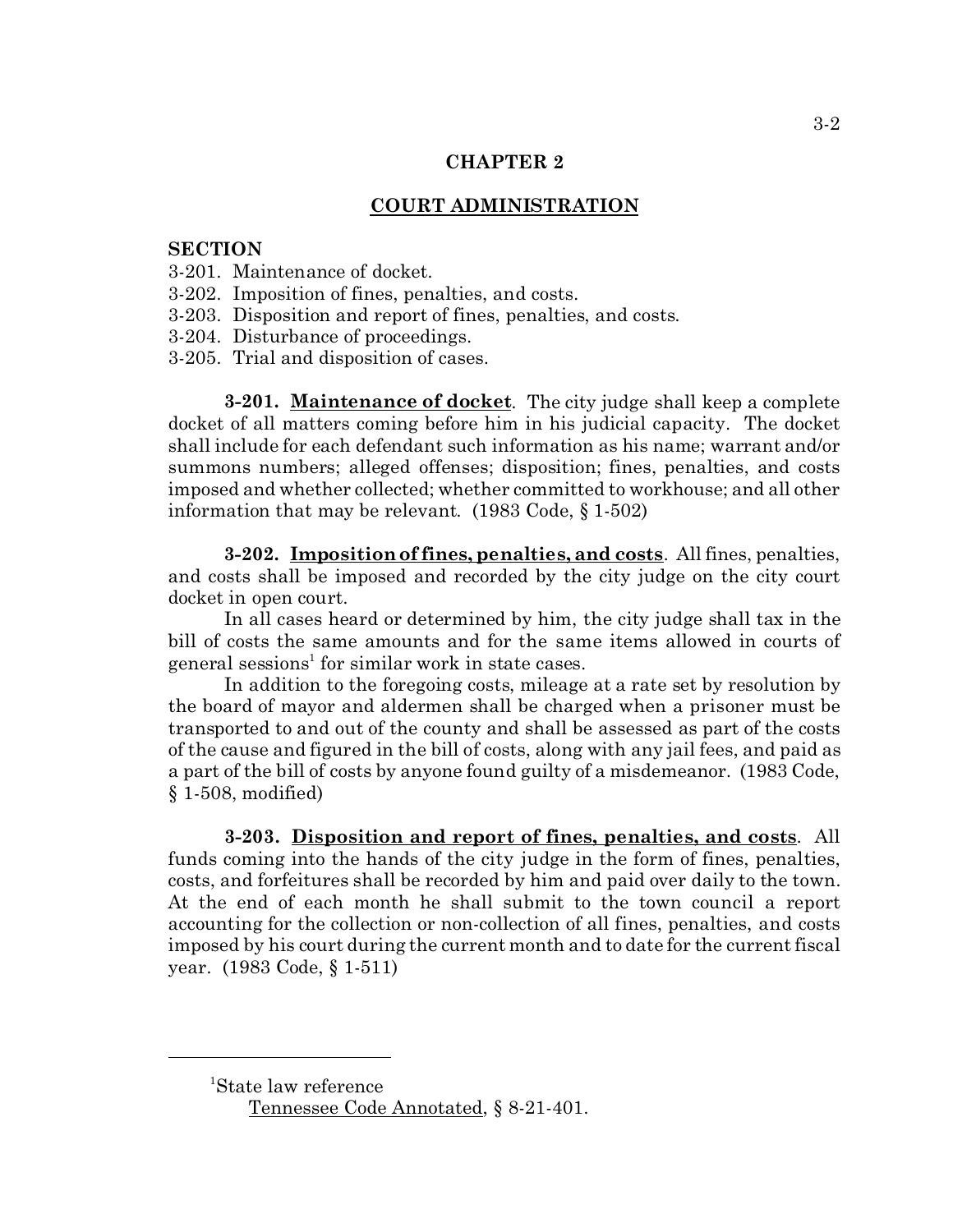## CHAPTER 2

## COURT ADMINISTRATION

**SECTION**

3-201. Maintenance of docket.
3-202. Imposition of fines, penalties, and costs.
3-203. Disposition and report of fines, penalties, and costs.
3-204. Disturbance of proceedings.
3-205. Trial and disposition of cases.

**3-201. Maintenance of docket**. The city judge shall keep a complete docket of all matters coming before him in his judicial capacity. The docket shall include for each defendant such information as his name; warrant and/or summons numbers; alleged offenses; disposition; fines, penalties, and costs imposed and whether collected; whether committed to workhouse; and all other information that may be relevant. (1983 Code, § 1-502)

**3-202. Imposition of fines, penalties, and costs**. All fines, penalties, and costs shall be imposed and recorded by the city judge on the city court docket in open court.

In all cases heard or determined by him, the city judge shall tax in the bill of costs the same amounts and for the same items allowed in courts of general sessions[1] for similar work in state cases.

In addition to the foregoing costs, mileage at a rate set by resolution by the board of mayor and aldermen shall be charged when a prisoner must be transported to and out of the county and shall be assessed as part of the costs of the cause and figured in the bill of costs, along with any jail fees, and paid as a part of the bill of costs by anyone found guilty of a misdemeanor. (1983 Code, § 1-508, modified)

**3-203. Disposition and report of fines, penalties, and costs**. All funds coming into the hands of the city judge in the form of fines, penalties, costs, and forfeitures shall be recorded by him and paid over daily to the town. At the end of each month he shall submit to the town council a report accounting for the collection or non-collection of all fines, penalties, and costs imposed by his court during the current month and to date for the current fiscal year. (1983 Code, § 1-511)

---

[1]State law reference
Tennessee Code Annotated, § 8-21-401.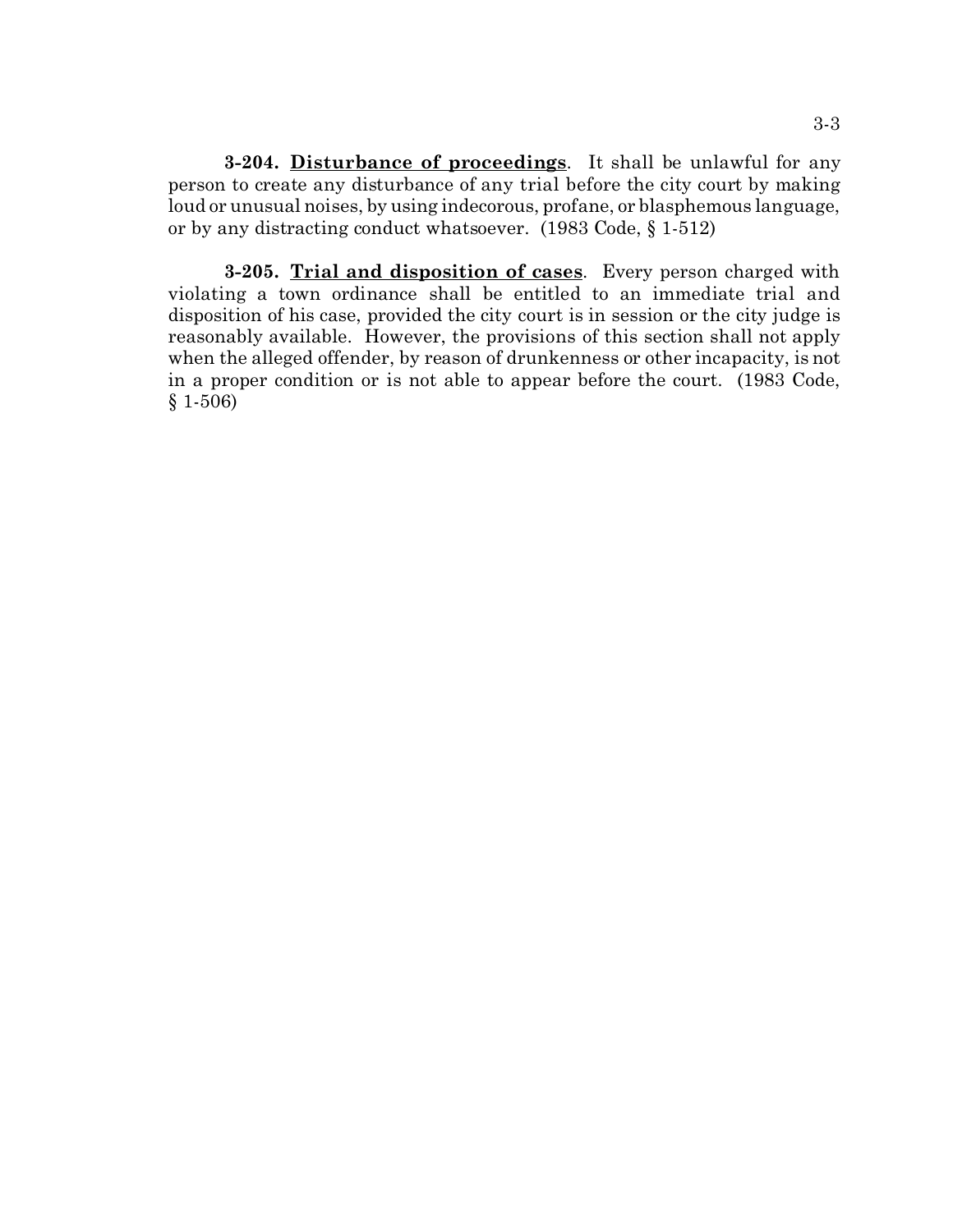**3-204. Disturbance of proceedings**. It shall be unlawful for any person to create any disturbance of any trial before the city court by making loud or unusual noises, by using indecorous, profane, or blasphemous language, or by any distracting conduct whatsoever. (1983 Code, § 1-512)

**3-205. Trial and disposition of cases**. Every person charged with violating a town ordinance shall be entitled to an immediate trial and disposition of his case, provided the city court is in session or the city judge is reasonably available. However, the provisions of this section shall not apply when the alleged offender, by reason of drunkenness or other incapacity, is not in a proper condition or is not able to appear before the court. (1983 Code, § 1-506)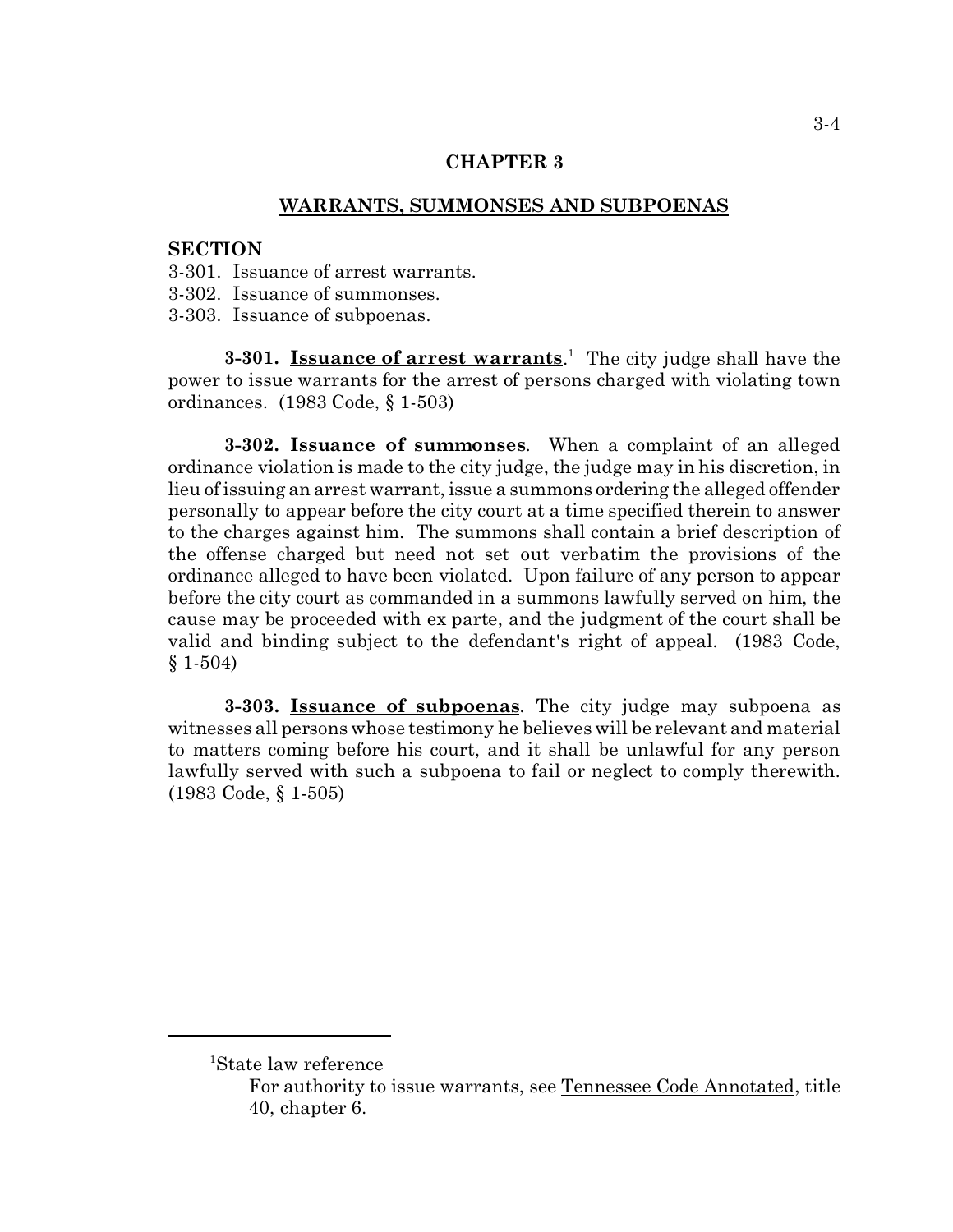# CHAPTER 3

## WARRANTS, SUMMONSES AND SUBPOENAS

**SECTION**

3-301. Issuance of arrest warrants.
3-302. Issuance of summonses.
3-303. Issuance of subpoenas.

**3-301. Issuance of arrest warrants**.[1] The city judge shall have the power to issue warrants for the arrest of persons charged with violating town ordinances. (1983 Code, § 1-503)

**3-302. Issuance of summonses**. When a complaint of an alleged ordinance violation is made to the city judge, the judge may in his discretion, in lieu of issuing an arrest warrant, issue a summons ordering the alleged offender personally to appear before the city court at a time specified therein to answer to the charges against him. The summons shall contain a brief description of the offense charged but need not set out verbatim the provisions of the ordinance alleged to have been violated. Upon failure of any person to appear before the city court as commanded in a summons lawfully served on him, the cause may be proceeded with ex parte, and the judgment of the court shall be valid and binding subject to the defendant's right of appeal. (1983 Code, § 1-504)

**3-303. Issuance of subpoenas**. The city judge may subpoena as witnesses all persons whose testimony he believes will be relevant and material to matters coming before his court, and it shall be unlawful for any person lawfully served with such a subpoena to fail or neglect to comply therewith. (1983 Code, § 1-505)

---

[1] State law reference

For authority to issue warrants, see Tennessee Code Annotated, title 40, chapter 6.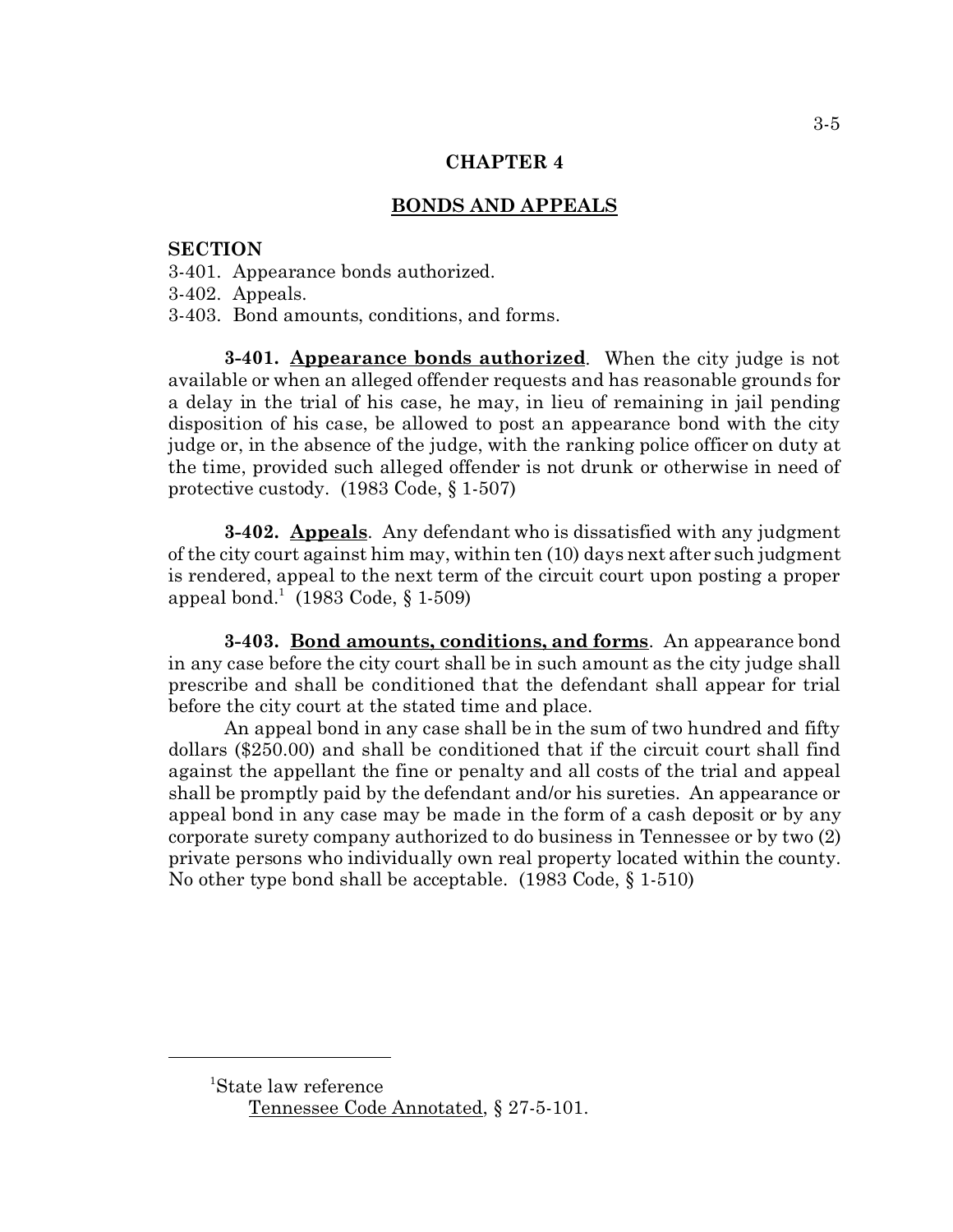## CHAPTER 4

## BONDS AND APPEALS

**SECTION**

3-401. Appearance bonds authorized.
3-402. Appeals.
3-403. Bond amounts, conditions, and forms.

**3-401. Appearance bonds authorized**. When the city judge is not available or when an alleged offender requests and has reasonable grounds for a delay in the trial of his case, he may, in lieu of remaining in jail pending disposition of his case, be allowed to post an appearance bond with the city judge or, in the absence of the judge, with the ranking police officer on duty at the time, provided such alleged offender is not drunk or otherwise in need of protective custody. (1983 Code, § 1-507)

**3-402. Appeals**. Any defendant who is dissatisfied with any judgment of the city court against him may, within ten (10) days next after such judgment is rendered, appeal to the next term of the circuit court upon posting a proper appeal bond.[1] (1983 Code, § 1-509)

**3-403. Bond amounts, conditions, and forms**. An appearance bond in any case before the city court shall be in such amount as the city judge shall prescribe and shall be conditioned that the defendant shall appear for trial before the city court at the stated time and place.

An appeal bond in any case shall be in the sum of two hundred and fifty dollars ($250.00) and shall be conditioned that if the circuit court shall find against the appellant the fine or penalty and all costs of the trial and appeal shall be promptly paid by the defendant and/or his sureties. An appearance or appeal bond in any case may be made in the form of a cash deposit or by any corporate surety company authorized to do business in Tennessee or by two (2) private persons who individually own real property located within the county. No other type bond shall be acceptable. (1983 Code, § 1-510)

---

[1]State law reference
Tennessee Code Annotated, § 27-5-101.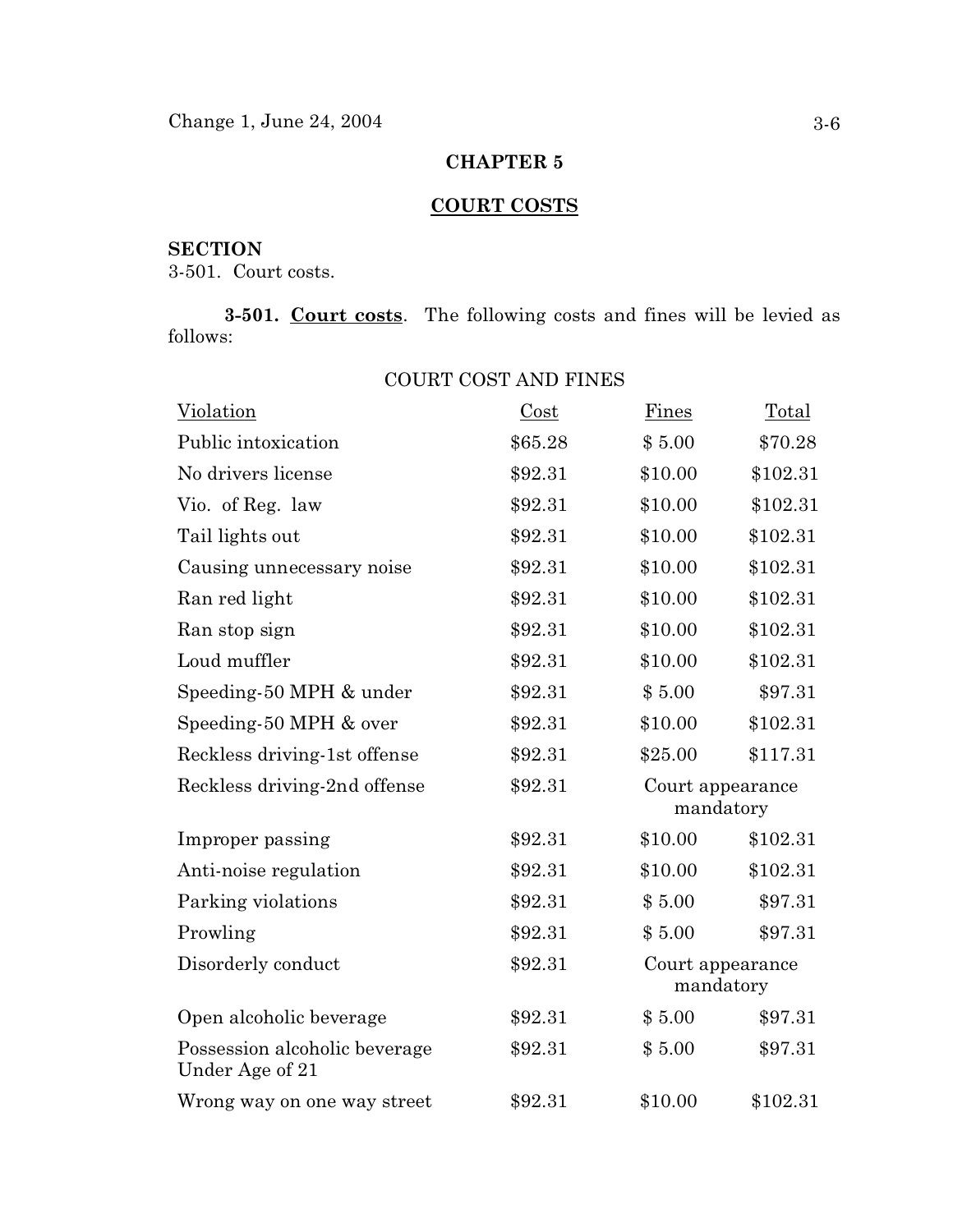## CHAPTER 5

## COURT COSTS

**SECTION**
3-501. Court costs.

**3-501. Court costs**. The following costs and fines will be levied as follows:

COURT COST AND FINES

| Violation | Cost | Fines | Total |
|---|---|---|---|
| Public intoxication | $65.28 | $ 5.00 | $70.28 |
| No drivers license | $92.31 | $10.00 | $102.31 |
| Vio. of Reg. law | $92.31 | $10.00 | $102.31 |
| Tail lights out | $92.31 | $10.00 | $102.31 |
| Causing unnecessary noise | $92.31 | $10.00 | $102.31 |
| Ran red light | $92.31 | $10.00 | $102.31 |
| Ran stop sign | $92.31 | $10.00 | $102.31 |
| Loud muffler | $92.31 | $10.00 | $102.31 |
| Speeding-50 MPH & under | $92.31 | $ 5.00 | $97.31 |
| Speeding-50 MPH & over | $92.31 | $10.00 | $102.31 |
| Reckless driving-1st offense | $92.31 | $25.00 | $117.31 |
| Reckless driving-2nd offense | $92.31 | Court appearance mandatory | |
| Improper passing | $92.31 | $10.00 | $102.31 |
| Anti-noise regulation | $92.31 | $10.00 | $102.31 |
| Parking violations | $92.31 | $ 5.00 | $97.31 |
| Prowling | $92.31 | $ 5.00 | $97.31 |
| Disorderly conduct | $92.31 | Court appearance mandatory | |
| Open alcoholic beverage | $92.31 | $ 5.00 | $97.31 |
| Possession alcoholic beverage Under Age of 21 | $92.31 | $ 5.00 | $97.31 |
| Wrong way on one way street | $92.31 | $10.00 | $102.31 |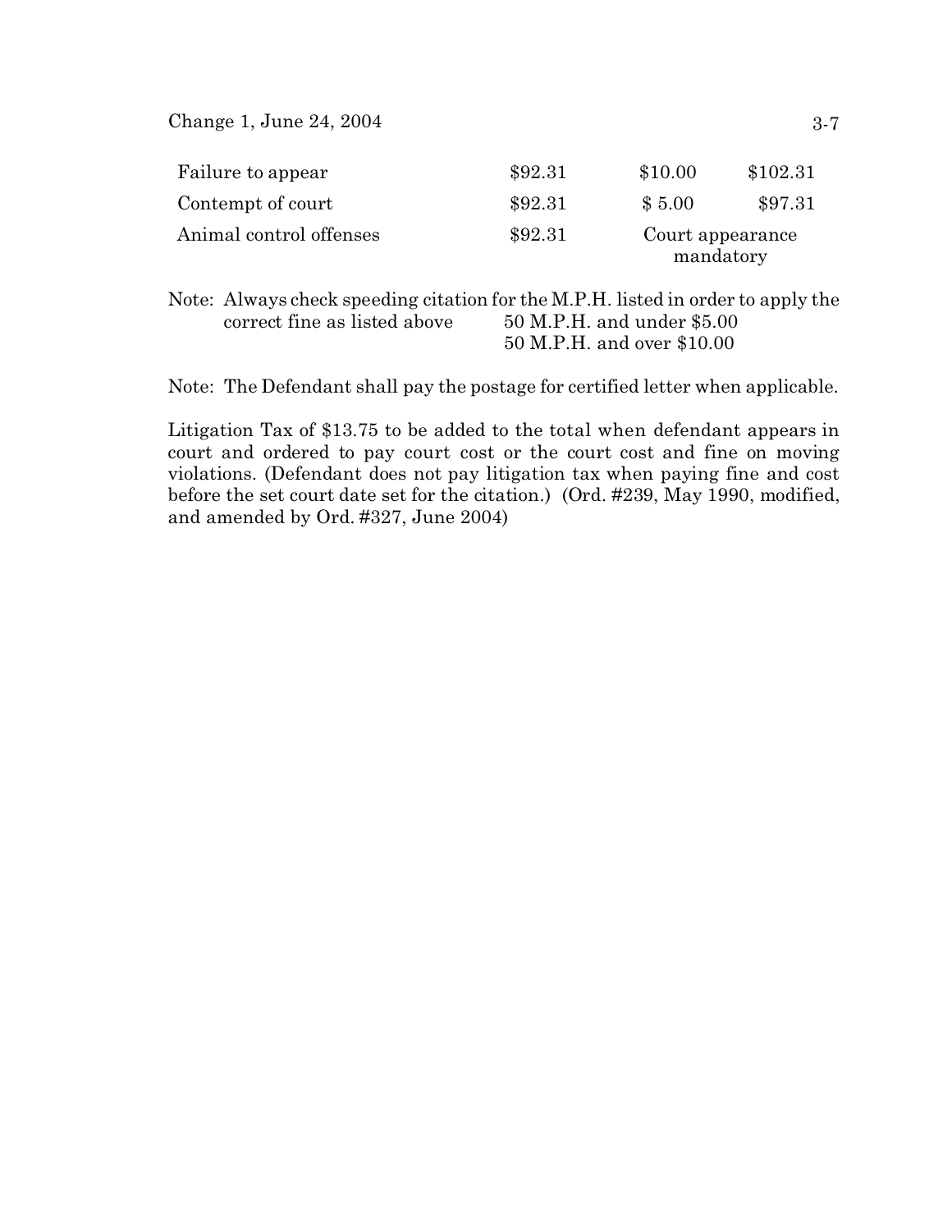| | | | |
|---|---|---|---|
| Failure to appear | \$92.31 | \$10.00 | \$102.31 |
| Contempt of court | \$92.31 | \$ 5.00 | \$97.31 |
| Animal control offenses | \$92.31 | Court appearance mandatory | |

Note: Always check speeding citation for the M.P.H. listed in order to apply the correct fine as listed above 50 M.P.H. and under \$5.00
50 M.P.H. and over \$10.00

Note: The Defendant shall pay the postage for certified letter when applicable.

Litigation Tax of \$13.75 to be added to the total when defendant appears in court and ordered to pay court cost or the court cost and fine on moving violations. (Defendant does not pay litigation tax when paying fine and cost before the set court date set for the citation.) (Ord. #239, May 1990, modified, and amended by Ord. #327, June 2004)